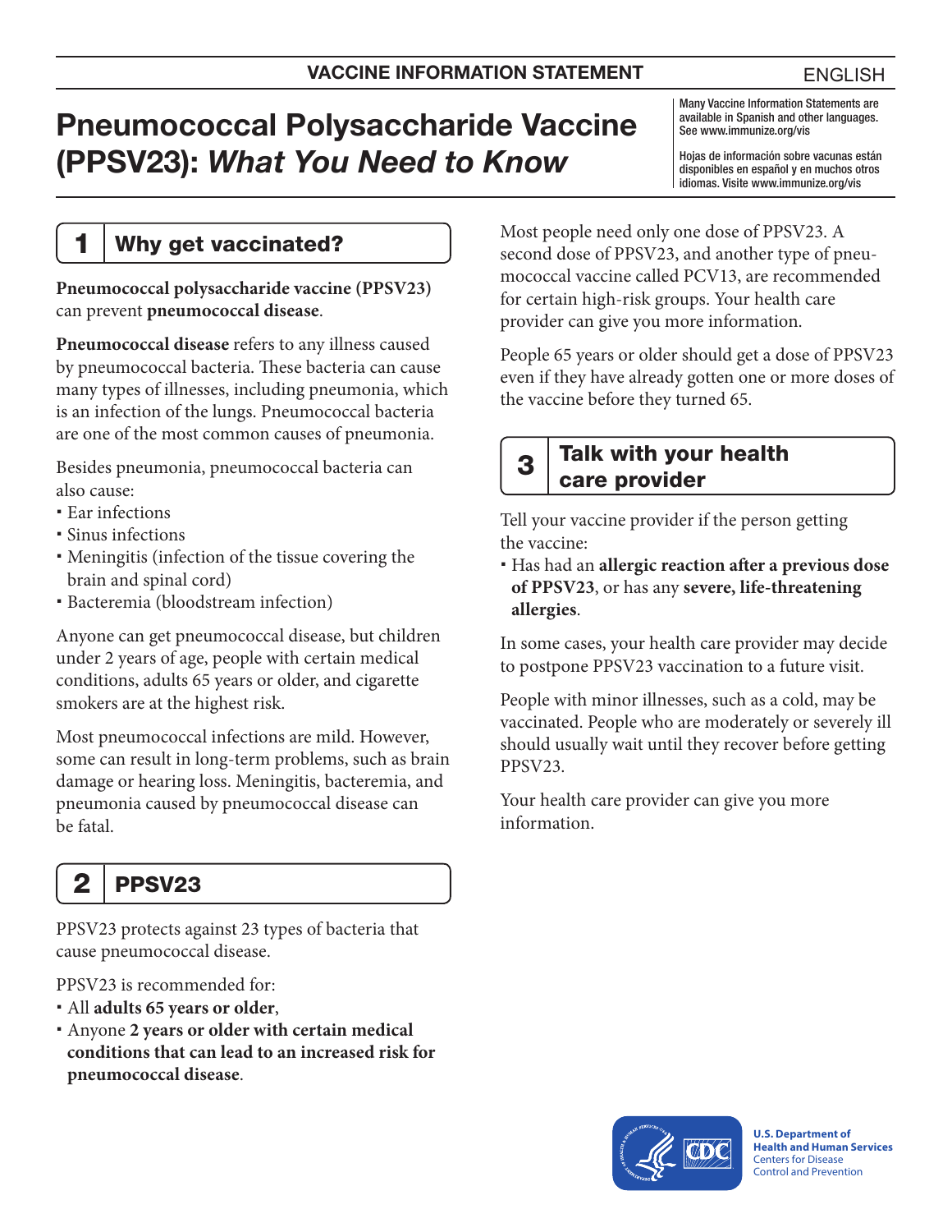**VACCINE INFORMATION STATEMENT**

ENGLISH

# Pneumococcal Polysaccharide Vaccine (PPSV23): *What You Need to Know*

Many Vaccine Information Statements are available in Spanish and other languages. See www.immunize.org/vis

Hojas de información sobre vacunas están disponibles en español y en muchos otros idiomas. Visite www.immunize.org/vis

## 1 Why get vaccinated?

**Pneumococcal polysaccharide vaccine (PPSV23)** can prevent **pneumococcal disease**.

**Pneumococcal disease** refers to any illness caused by pneumococcal bacteria. These bacteria can cause many types of illnesses, including pneumonia, which is an infection of the lungs. Pneumococcal bacteria are one of the most common causes of pneumonia.

Besides pneumonia, pneumococcal bacteria can also cause:

- Ear infections
- Sinus infections
- Meningitis (infection of the tissue covering the brain and spinal cord)
- Bacteremia (bloodstream infection)

Anyone can get pneumococcal disease, but children under 2 years of age, people with certain medical conditions, adults 65 years or older, and cigarette smokers are at the highest risk.

Most pneumococcal infections are mild. However, some can result in long-term problems, such as brain damage or hearing loss. Meningitis, bacteremia, and pneumonia caused by pneumococcal disease can be fatal.

## 2 PPSV23

PPSV23 protects against 23 types of bacteria that cause pneumococcal disease.

PPSV23 is recommended for:

- All **adults 65 years or older**,
- Anyone **2 years or older with certain medical conditions that can lead to an increased risk for pneumococcal disease**.

Most people need only one dose of PPSV23. A second dose of PPSV23, and another type of pneumococcal vaccine called PCV13, are recommended for certain high-risk groups. Your health care provider can give you more information.

People 65 years or older should get a dose of PPSV23 even if they have already gotten one or more doses of the vaccine before they turned 65.

## 3 Talk with your health care provider

Tell your vaccine provider if the person getting the vaccine:

- Has had an **allergic reaction after a previous dose of PPSV23**, or has any **severe, life-threatening allergies**.

In some cases, your health care provider may decide to postpone PPSV23 vaccination to a future visit.

People with minor illnesses, such as a cold, may be vaccinated. People who are moderately or severely ill should usually wait until they recover before getting PPSV23.

Your health care provider can give you more information.

**U.S. Department of Health and Human Services**
Centers for Disease Control and Prevention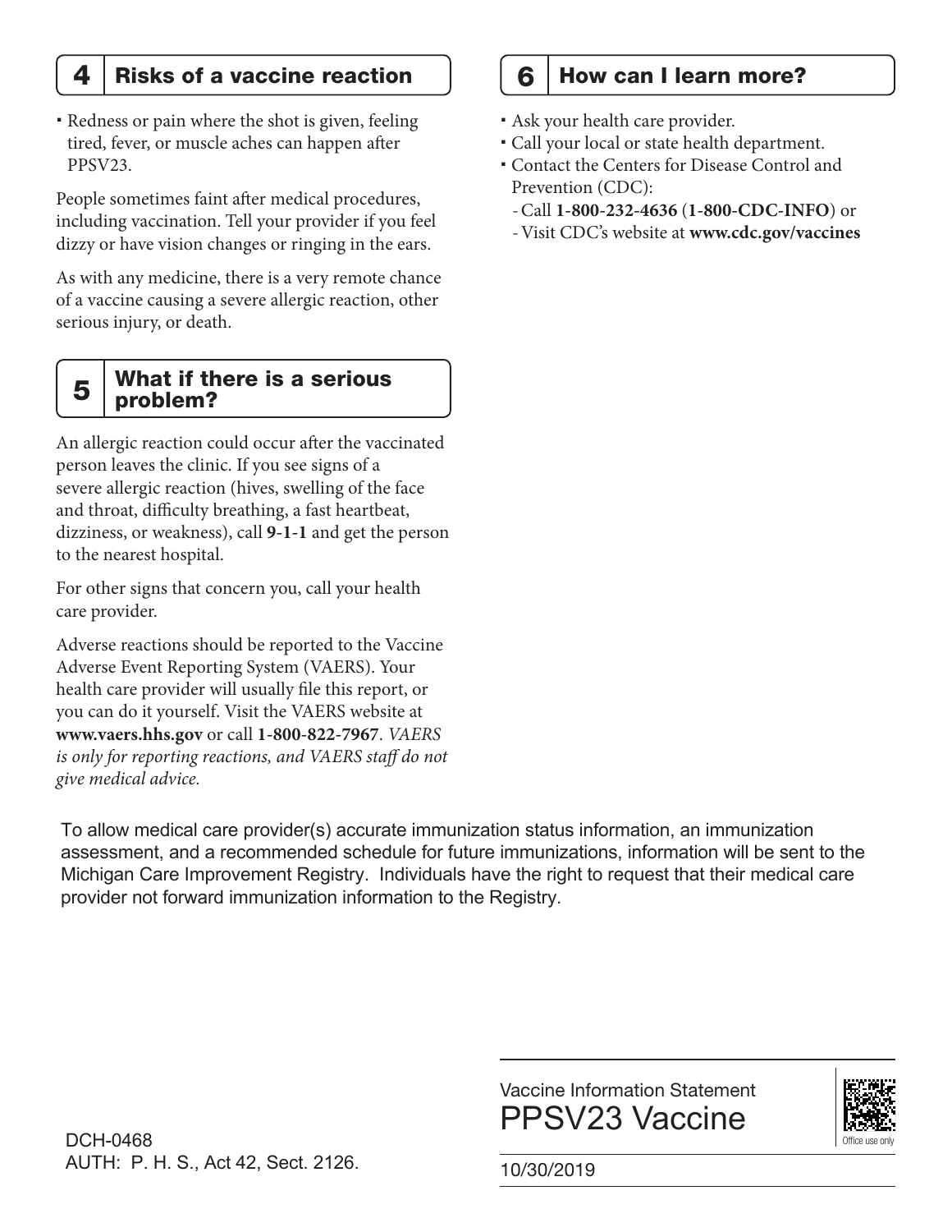## 4 Risks of a vaccine reaction

- Redness or pain where the shot is given, feeling tired, fever, or muscle aches can happen after PPSV23.

People sometimes faint after medical procedures, including vaccination. Tell your provider if you feel dizzy or have vision changes or ringing in the ears.

As with any medicine, there is a very remote chance of a vaccine causing a severe allergic reaction, other serious injury, or death.

## 5 What if there is a serious problem?

An allergic reaction could occur after the vaccinated person leaves the clinic. If you see signs of a severe allergic reaction (hives, swelling of the face and throat, difficulty breathing, a fast heartbeat, dizziness, or weakness), call **9-1-1** and get the person to the nearest hospital.

For other signs that concern you, call your health care provider.

Adverse reactions should be reported to the Vaccine Adverse Event Reporting System (VAERS). Your health care provider will usually file this report, or you can do it yourself. Visit the VAERS website at **www.vaers.hhs.gov** or call **1-800-822-7967**. *VAERS is only for reporting reactions, and VAERS staff do not give medical advice.*

## 6 How can I learn more?

- Ask your health care provider.
- Call your local or state health department.
- Contact the Centers for Disease Control and Prevention (CDC):
  - Call **1-800-232-4636** (**1-800-CDC-INFO**) or
  - Visit CDC's website at **www.cdc.gov/vaccines**

To allow medical care provider(s) accurate immunization status information, an immunization assessment, and a recommended schedule for future immunizations, information will be sent to the Michigan Care Improvement Registry. Individuals have the right to request that their medical care provider not forward immunization information to the Registry.

DCH-0468
AUTH: P. H. S., Act 42, Sect. 2126.

Vaccine Information Statement
PPSV23 Vaccine

Office use only

10/30/2019